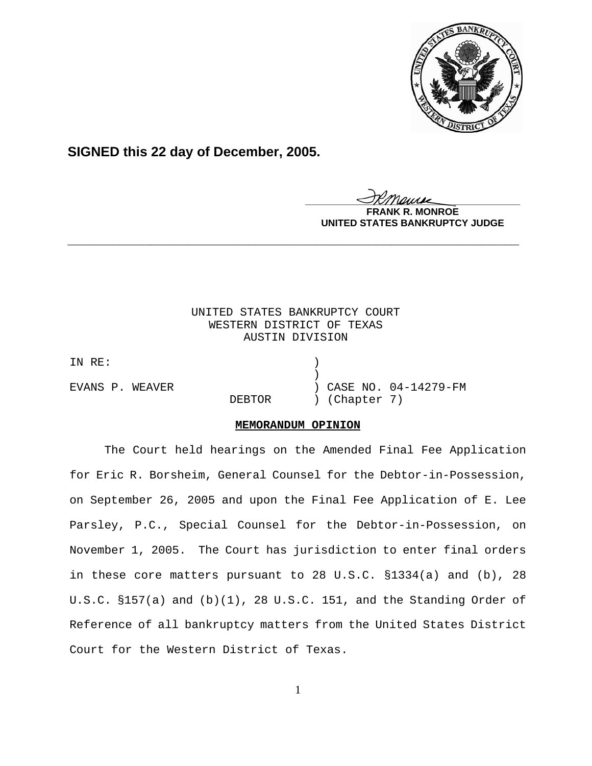**SIGNED this 22 day of December, 2005.**

**FRANK R. MONROE**
**UNITED STATES BANKRUPTCY JUDGE**

---

UNITED STATES BANKRUPTCY COURT
WESTERN DISTRICT OF TEXAS
AUSTIN DIVISION

IN RE: )
)
EVANS P. WEAVER ) CASE NO. 04-14279-FM
DEBTOR ) (Chapter 7)

**MEMORANDUM OPINION**

The Court held hearings on the Amended Final Fee Application for Eric R. Borsheim, General Counsel for the Debtor-in-Possession, on September 26, 2005 and upon the Final Fee Application of E. Lee Parsley, P.C., Special Counsel for the Debtor-in-Possession, on November 1, 2005. The Court has jurisdiction to enter final orders in these core matters pursuant to 28 U.S.C. §1334(a) and (b), 28 U.S.C. §157(a) and (b)(1), 28 U.S.C. 151, and the Standing Order of Reference of all bankruptcy matters from the United States District Court for the Western District of Texas.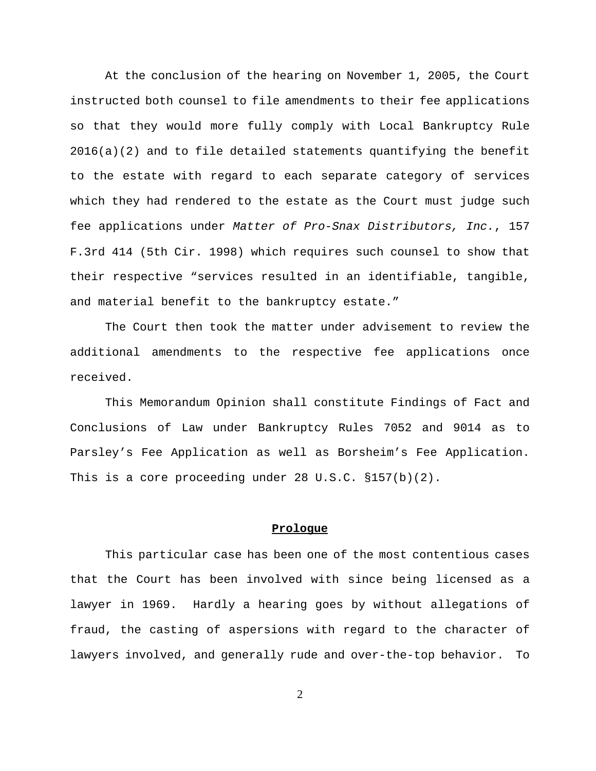At the conclusion of the hearing on November 1, 2005, the Court instructed both counsel to file amendments to their fee applications so that they would more fully comply with Local Bankruptcy Rule 2016(a)(2) and to file detailed statements quantifying the benefit to the estate with regard to each separate category of services which they had rendered to the estate as the Court must judge such fee applications under *Matter of Pro-Snax Distributors, Inc.*, 157 F.3rd 414 (5th Cir. 1998) which requires such counsel to show that their respective "services resulted in an identifiable, tangible, and material benefit to the bankruptcy estate."

The Court then took the matter under advisement to review the additional amendments to the respective fee applications once received.

This Memorandum Opinion shall constitute Findings of Fact and Conclusions of Law under Bankruptcy Rules 7052 and 9014 as to Parsley's Fee Application as well as Borsheim's Fee Application. This is a core proceeding under 28 U.S.C. §157(b)(2).

## **Prologue**

This particular case has been one of the most contentious cases that the Court has been involved with since being licensed as a lawyer in 1969. Hardly a hearing goes by without allegations of fraud, the casting of aspersions with regard to the character of lawyers involved, and generally rude and over-the-top behavior. To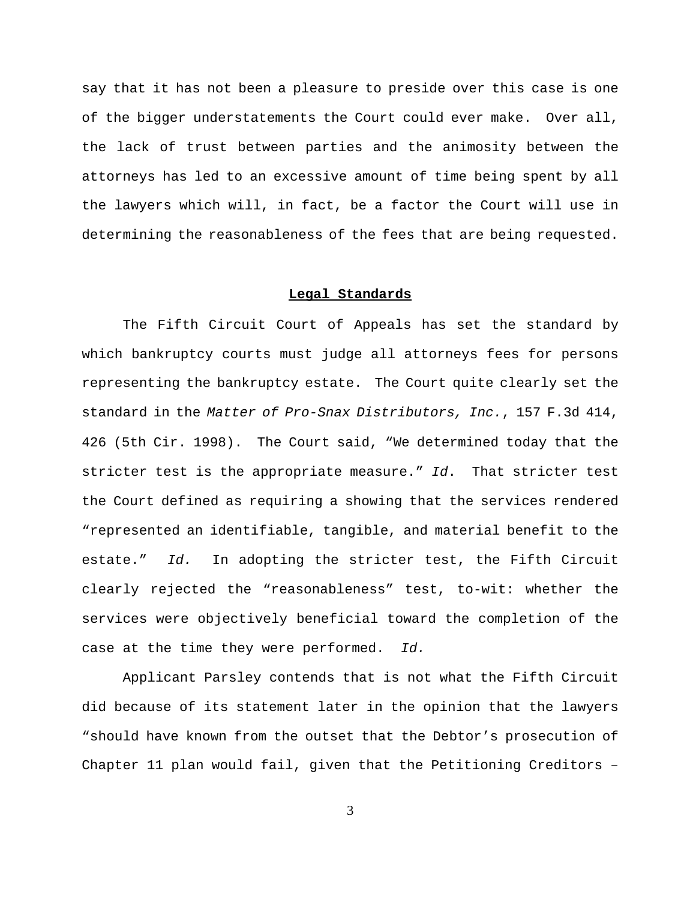say that it has not been a pleasure to preside over this case is one of the bigger understatements the Court could ever make. Over all, the lack of trust between parties and the animosity between the attorneys has led to an excessive amount of time being spent by all the lawyers which will, in fact, be a factor the Court will use in determining the reasonableness of the fees that are being requested.

## **Legal Standards**

The Fifth Circuit Court of Appeals has set the standard by which bankruptcy courts must judge all attorneys fees for persons representing the bankruptcy estate. The Court quite clearly set the standard in the *Matter of Pro-Snax Distributors, Inc.*, 157 F.3d 414, 426 (5th Cir. 1998). The Court said, "We determined today that the stricter test is the appropriate measure." *Id*. That stricter test the Court defined as requiring a showing that the services rendered "represented an identifiable, tangible, and material benefit to the estate." *Id.* In adopting the stricter test, the Fifth Circuit clearly rejected the "reasonableness" test, to-wit: whether the services were objectively beneficial toward the completion of the case at the time they were performed. *Id.*

Applicant Parsley contends that is not what the Fifth Circuit did because of its statement later in the opinion that the lawyers "should have known from the outset that the Debtor's prosecution of Chapter 11 plan would fail, given that the Petitioning Creditors –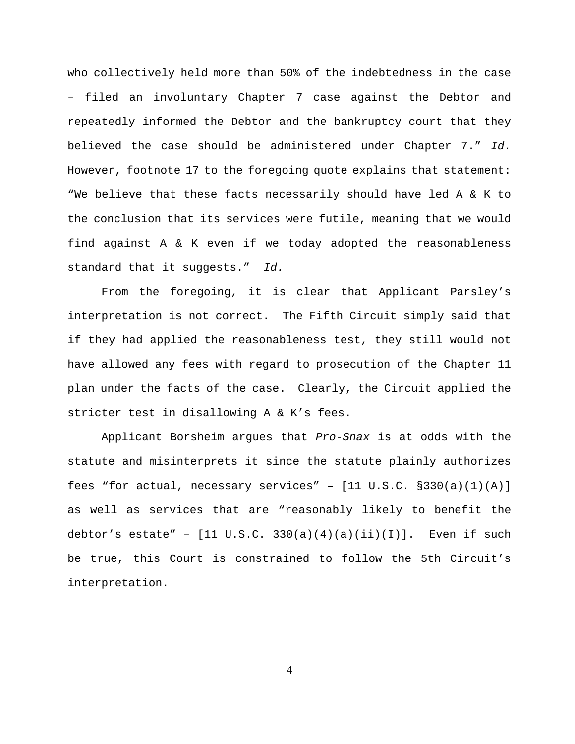who collectively held more than 50% of the indebtedness in the case – filed an involuntary Chapter 7 case against the Debtor and repeatedly informed the Debtor and the bankruptcy court that they believed the case should be administered under Chapter 7." *Id.* However, footnote 17 to the foregoing quote explains that statement: "We believe that these facts necessarily should have led A & K to the conclusion that its services were futile, meaning that we would find against A & K even if we today adopted the reasonableness standard that it suggests." *Id.*

From the foregoing, it is clear that Applicant Parsley's interpretation is not correct. The Fifth Circuit simply said that if they had applied the reasonableness test, they still would not have allowed any fees with regard to prosecution of the Chapter 11 plan under the facts of the case. Clearly, the Circuit applied the stricter test in disallowing A & K's fees.

Applicant Borsheim argues that *Pro-Snax* is at odds with the statute and misinterprets it since the statute plainly authorizes fees "for actual, necessary services" – [11 U.S.C. §330(a)(1)(A)] as well as services that are "reasonably likely to benefit the debtor's estate" – [11 U.S.C. 330(a)(4)(a)(ii)(I)]. Even if such be true, this Court is constrained to follow the 5th Circuit's interpretation.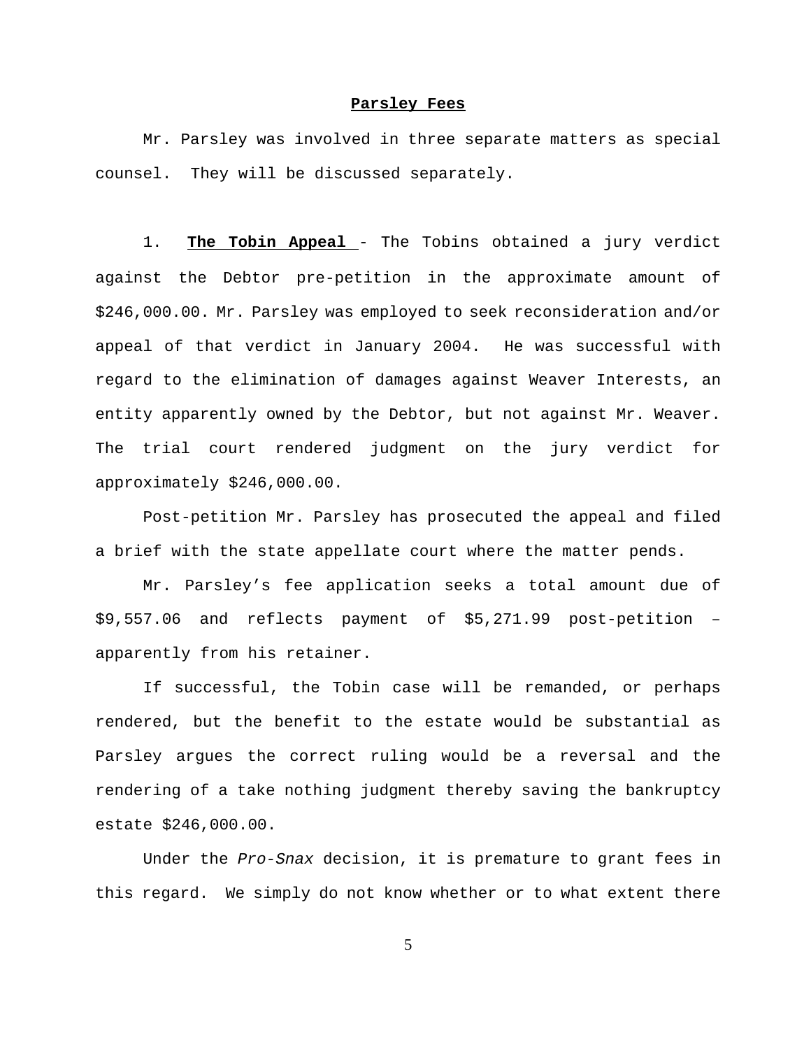**Parsley Fees**

Mr. Parsley was involved in three separate matters as special counsel. They will be discussed separately.

1. **The Tobin Appeal** - The Tobins obtained a jury verdict against the Debtor pre-petition in the approximate amount of $246,000.00. Mr. Parsley was employed to seek reconsideration and/or appeal of that verdict in January 2004. He was successful with regard to the elimination of damages against Weaver Interests, an entity apparently owned by the Debtor, but not against Mr. Weaver. The trial court rendered judgment on the jury verdict for approximately $246,000.00.

Post-petition Mr. Parsley has prosecuted the appeal and filed a brief with the state appellate court where the matter pends.

Mr. Parsley's fee application seeks a total amount due of $9,557.06 and reflects payment of $5,271.99 post-petition – apparently from his retainer.

If successful, the Tobin case will be remanded, or perhaps rendered, but the benefit to the estate would be substantial as Parsley argues the correct ruling would be a reversal and the rendering of a take nothing judgment thereby saving the bankruptcy estate $246,000.00.

Under the *Pro-Snax* decision, it is premature to grant fees in this regard. We simply do not know whether or to what extent there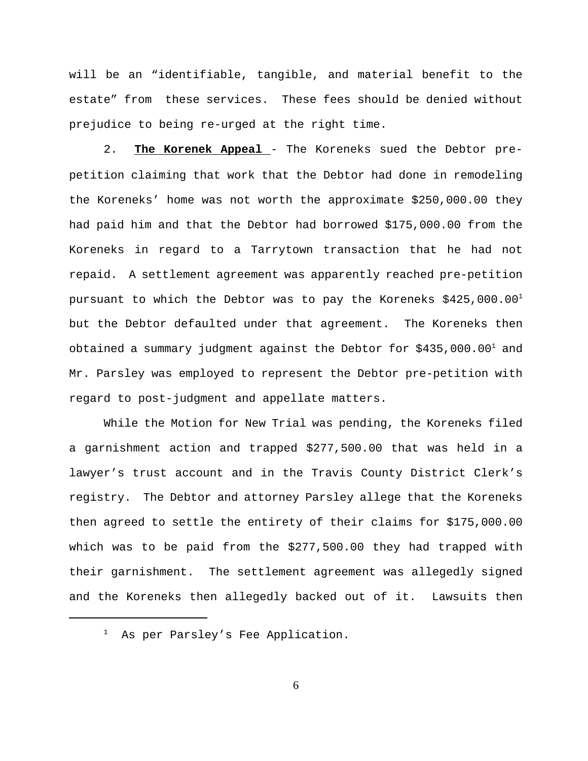will be an "identifiable, tangible, and material benefit to the estate" from these services. These fees should be denied without prejudice to being re-urged at the right time.

2. **The Korenek Appeal** - The Koreneks sued the Debtor pre-petition claiming that work that the Debtor had done in remodeling the Koreneks' home was not worth the approximate $250,000.00 they had paid him and that the Debtor had borrowed $175,000.00 from the Koreneks in regard to a Tarrytown transaction that he had not repaid. A settlement agreement was apparently reached pre-petition pursuant to which the Debtor was to pay the Koreneks $425,000.00[1] but the Debtor defaulted under that agreement. The Koreneks then obtained a summary judgment against the Debtor for $435,000.00[1] and Mr. Parsley was employed to represent the Debtor pre-petition with regard to post-judgment and appellate matters.

While the Motion for New Trial was pending, the Koreneks filed a garnishment action and trapped $277,500.00 that was held in a lawyer's trust account and in the Travis County District Clerk's registry. The Debtor and attorney Parsley allege that the Koreneks then agreed to settle the entirety of their claims for $175,000.00 which was to be paid from the $277,500.00 they had trapped with their garnishment. The settlement agreement was allegedly signed and the Koreneks then allegedly backed out of it. Lawsuits then

[1] As per Parsley's Fee Application.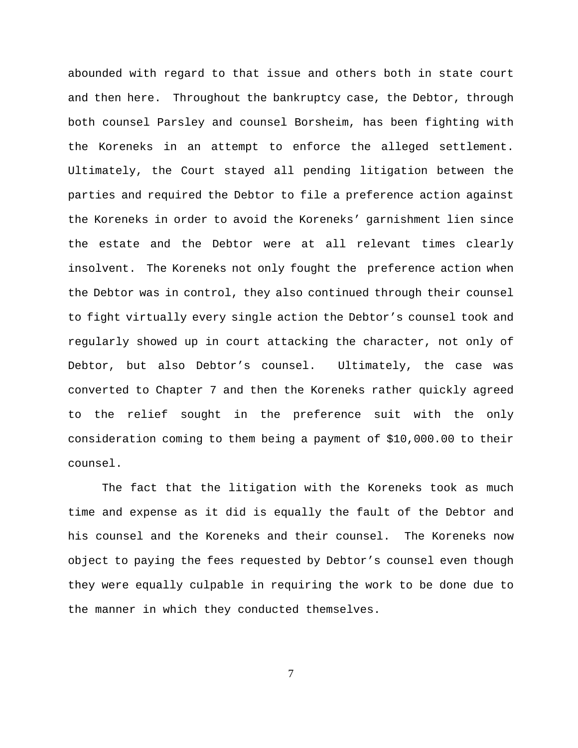abounded with regard to that issue and others both in state court and then here. Throughout the bankruptcy case, the Debtor, through both counsel Parsley and counsel Borsheim, has been fighting with the Koreneks in an attempt to enforce the alleged settlement. Ultimately, the Court stayed all pending litigation between the parties and required the Debtor to file a preference action against the Koreneks in order to avoid the Koreneks' garnishment lien since the estate and the Debtor were at all relevant times clearly insolvent. The Koreneks not only fought the preference action when the Debtor was in control, they also continued through their counsel to fight virtually every single action the Debtor's counsel took and regularly showed up in court attacking the character, not only of Debtor, but also Debtor's counsel. Ultimately, the case was converted to Chapter 7 and then the Koreneks rather quickly agreed to the relief sought in the preference suit with the only consideration coming to them being a payment of $10,000.00 to their counsel.

The fact that the litigation with the Koreneks took as much time and expense as it did is equally the fault of the Debtor and his counsel and the Koreneks and their counsel. The Koreneks now object to paying the fees requested by Debtor's counsel even though they were equally culpable in requiring the work to be done due to the manner in which they conducted themselves.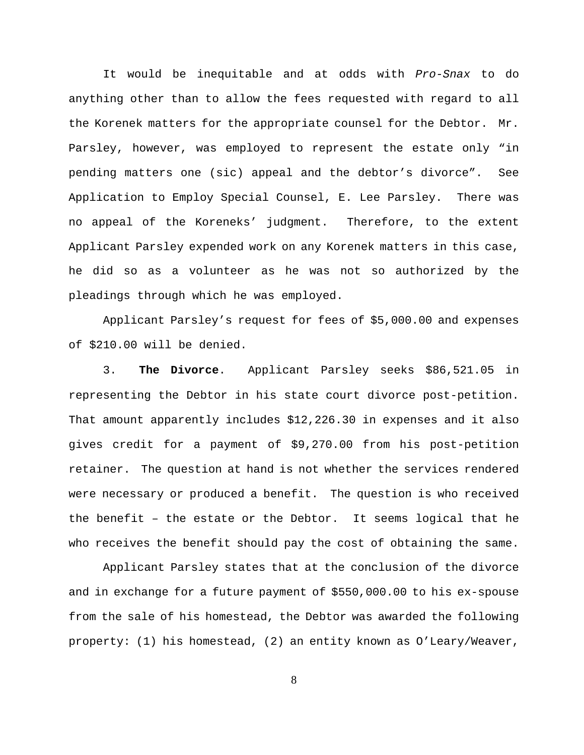It would be inequitable and at odds with *Pro-Snax* to do anything other than to allow the fees requested with regard to all the Korenek matters for the appropriate counsel for the Debtor. Mr. Parsley, however, was employed to represent the estate only "in pending matters one (sic) appeal and the debtor's divorce". See Application to Employ Special Counsel, E. Lee Parsley. There was no appeal of the Koreneks' judgment. Therefore, to the extent Applicant Parsley expended work on any Korenek matters in this case, he did so as a volunteer as he was not so authorized by the pleadings through which he was employed.

Applicant Parsley's request for fees of $5,000.00 and expenses of $210.00 will be denied.

3. **The Divorce**. Applicant Parsley seeks $86,521.05 in representing the Debtor in his state court divorce post-petition. That amount apparently includes $12,226.30 in expenses and it also gives credit for a payment of $9,270.00 from his post-petition retainer. The question at hand is not whether the services rendered were necessary or produced a benefit. The question is who received the benefit – the estate or the Debtor. It seems logical that he who receives the benefit should pay the cost of obtaining the same.

Applicant Parsley states that at the conclusion of the divorce and in exchange for a future payment of $550,000.00 to his ex-spouse from the sale of his homestead, the Debtor was awarded the following property: (1) his homestead, (2) an entity known as O'Leary/Weaver,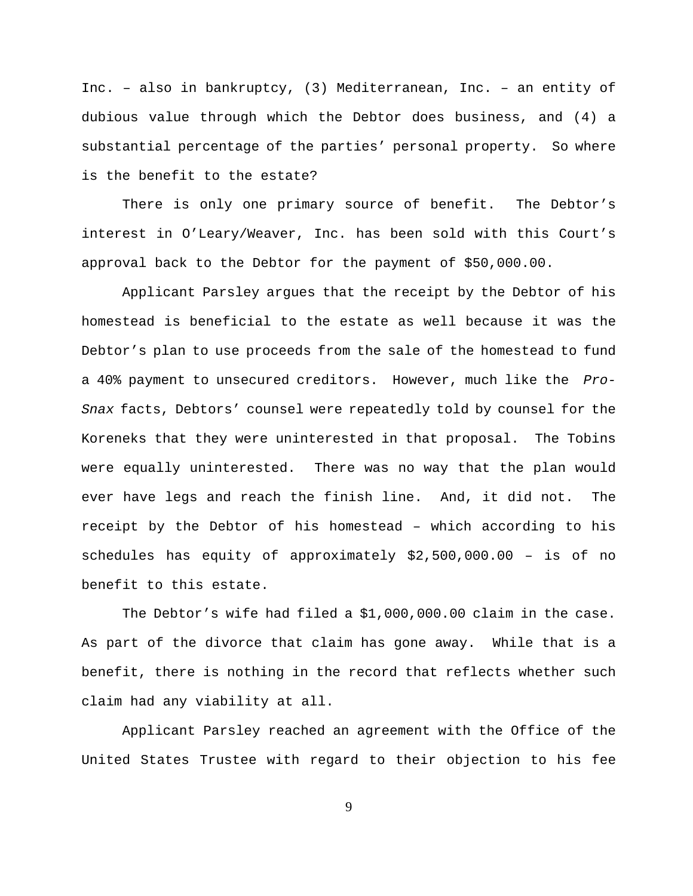Inc. – also in bankruptcy, (3) Mediterranean, Inc. – an entity of dubious value through which the Debtor does business, and (4) a substantial percentage of the parties' personal property. So where is the benefit to the estate?

There is only one primary source of benefit. The Debtor's interest in O'Leary/Weaver, Inc. has been sold with this Court's approval back to the Debtor for the payment of $50,000.00.

Applicant Parsley argues that the receipt by the Debtor of his homestead is beneficial to the estate as well because it was the Debtor's plan to use proceeds from the sale of the homestead to fund a 40% payment to unsecured creditors. However, much like the *Pro-Snax* facts, Debtors' counsel were repeatedly told by counsel for the Koreneks that they were uninterested in that proposal. The Tobins were equally uninterested. There was no way that the plan would ever have legs and reach the finish line. And, it did not. The receipt by the Debtor of his homestead – which according to his schedules has equity of approximately $2,500,000.00 – is of no benefit to this estate.

The Debtor's wife had filed a $1,000,000.00 claim in the case. As part of the divorce that claim has gone away. While that is a benefit, there is nothing in the record that reflects whether such claim had any viability at all.

Applicant Parsley reached an agreement with the Office of the United States Trustee with regard to their objection to his fee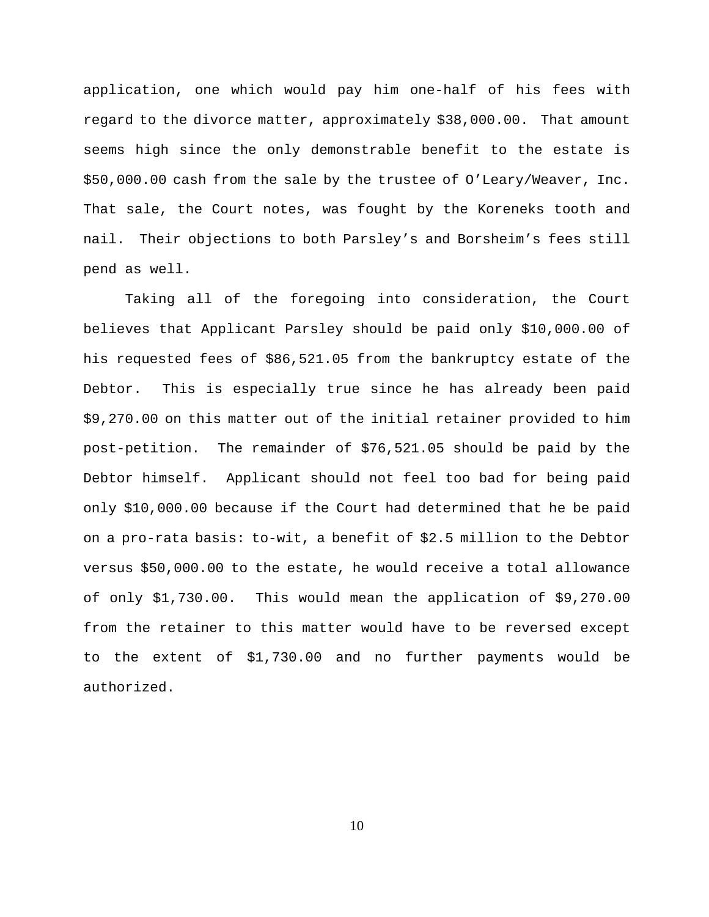application, one which would pay him one-half of his fees with regard to the divorce matter, approximately $38,000.00. That amount seems high since the only demonstrable benefit to the estate is $50,000.00 cash from the sale by the trustee of O'Leary/Weaver, Inc. That sale, the Court notes, was fought by the Koreneks tooth and nail. Their objections to both Parsley's and Borsheim's fees still pend as well.

Taking all of the foregoing into consideration, the Court believes that Applicant Parsley should be paid only $10,000.00 of his requested fees of $86,521.05 from the bankruptcy estate of the Debtor. This is especially true since he has already been paid $9,270.00 on this matter out of the initial retainer provided to him post-petition. The remainder of $76,521.05 should be paid by the Debtor himself. Applicant should not feel too bad for being paid only $10,000.00 because if the Court had determined that he be paid on a pro-rata basis: to-wit, a benefit of $2.5 million to the Debtor versus $50,000.00 to the estate, he would receive a total allowance of only $1,730.00. This would mean the application of $9,270.00 from the retainer to this matter would have to be reversed except to the extent of $1,730.00 and no further payments would be authorized.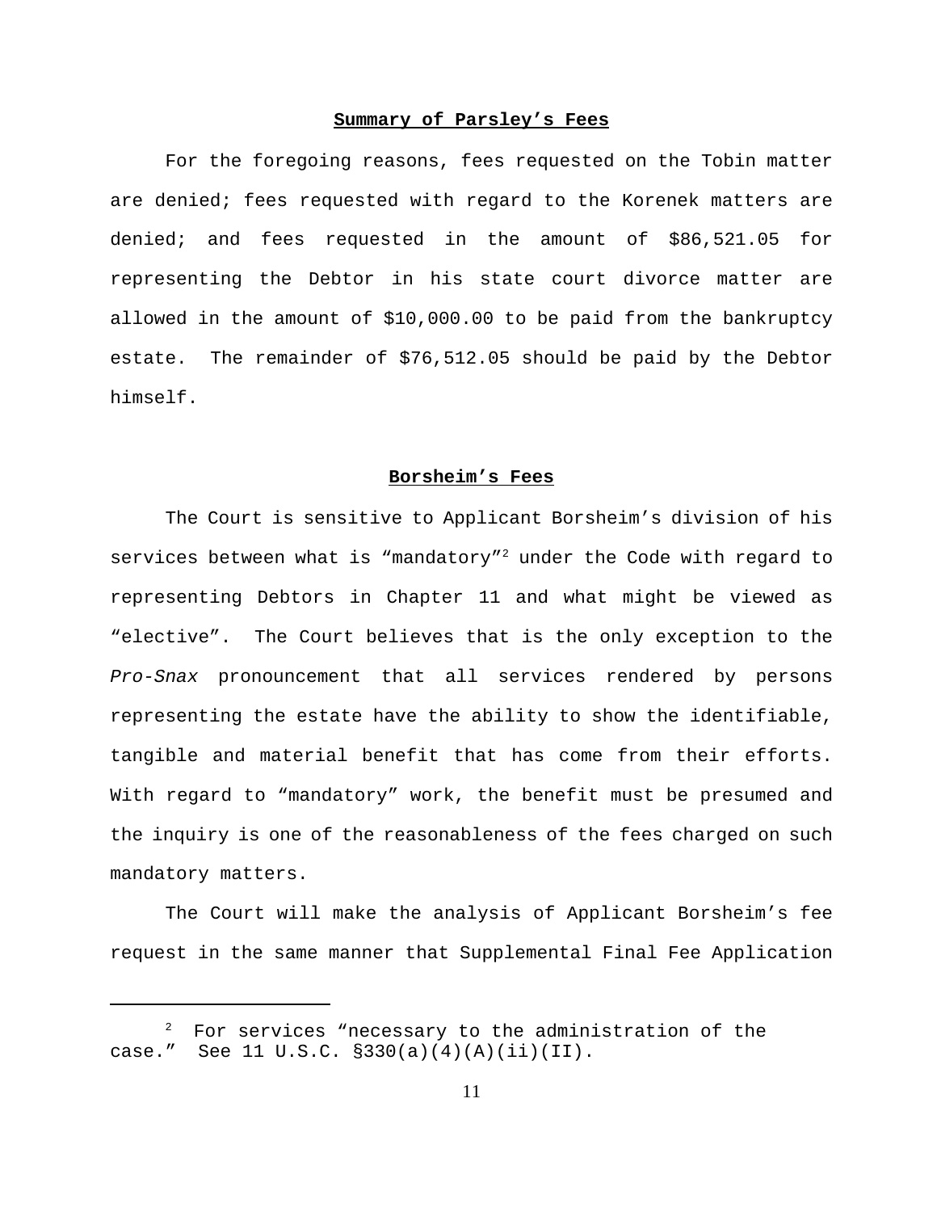## **Summary of Parsley's Fees**

For the foregoing reasons, fees requested on the Tobin matter are denied; fees requested with regard to the Korenek matters are denied; and fees requested in the amount of $86,521.05 for representing the Debtor in his state court divorce matter are allowed in the amount of $10,000.00 to be paid from the bankruptcy estate. The remainder of $76,512.05 should be paid by the Debtor himself.

## **Borsheim's Fees**

The Court is sensitive to Applicant Borsheim's division of his services between what is "mandatory"[2] under the Code with regard to representing Debtors in Chapter 11 and what might be viewed as "elective". The Court believes that is the only exception to the *Pro-Snax* pronouncement that all services rendered by persons representing the estate have the ability to show the identifiable, tangible and material benefit that has come from their efforts. With regard to "mandatory" work, the benefit must be presumed and the inquiry is one of the reasonableness of the fees charged on such mandatory matters.

The Court will make the analysis of Applicant Borsheim's fee request in the same manner that Supplemental Final Fee Application

---

[2] For services "necessary to the administration of the case." See 11 U.S.C. §330(a)(4)(A)(ii)(II).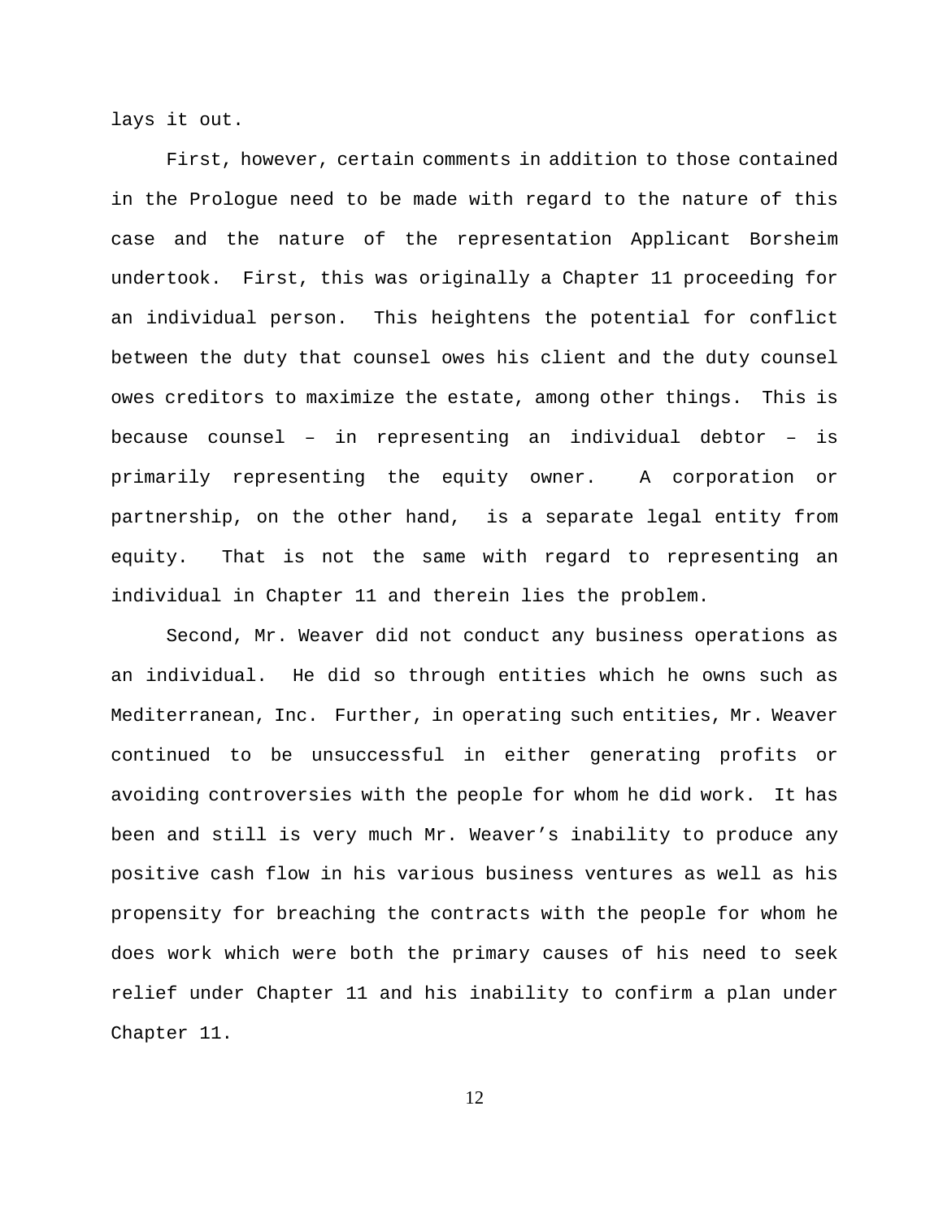lays it out.

First, however, certain comments in addition to those contained in the Prologue need to be made with regard to the nature of this case and the nature of the representation Applicant Borsheim undertook. First, this was originally a Chapter 11 proceeding for an individual person. This heightens the potential for conflict between the duty that counsel owes his client and the duty counsel owes creditors to maximize the estate, among other things. This is because counsel – in representing an individual debtor – is primarily representing the equity owner. A corporation or partnership, on the other hand, is a separate legal entity from equity. That is not the same with regard to representing an individual in Chapter 11 and therein lies the problem.

Second, Mr. Weaver did not conduct any business operations as an individual. He did so through entities which he owns such as Mediterranean, Inc. Further, in operating such entities, Mr. Weaver continued to be unsuccessful in either generating profits or avoiding controversies with the people for whom he did work. It has been and still is very much Mr. Weaver's inability to produce any positive cash flow in his various business ventures as well as his propensity for breaching the contracts with the people for whom he does work which were both the primary causes of his need to seek relief under Chapter 11 and his inability to confirm a plan under Chapter 11.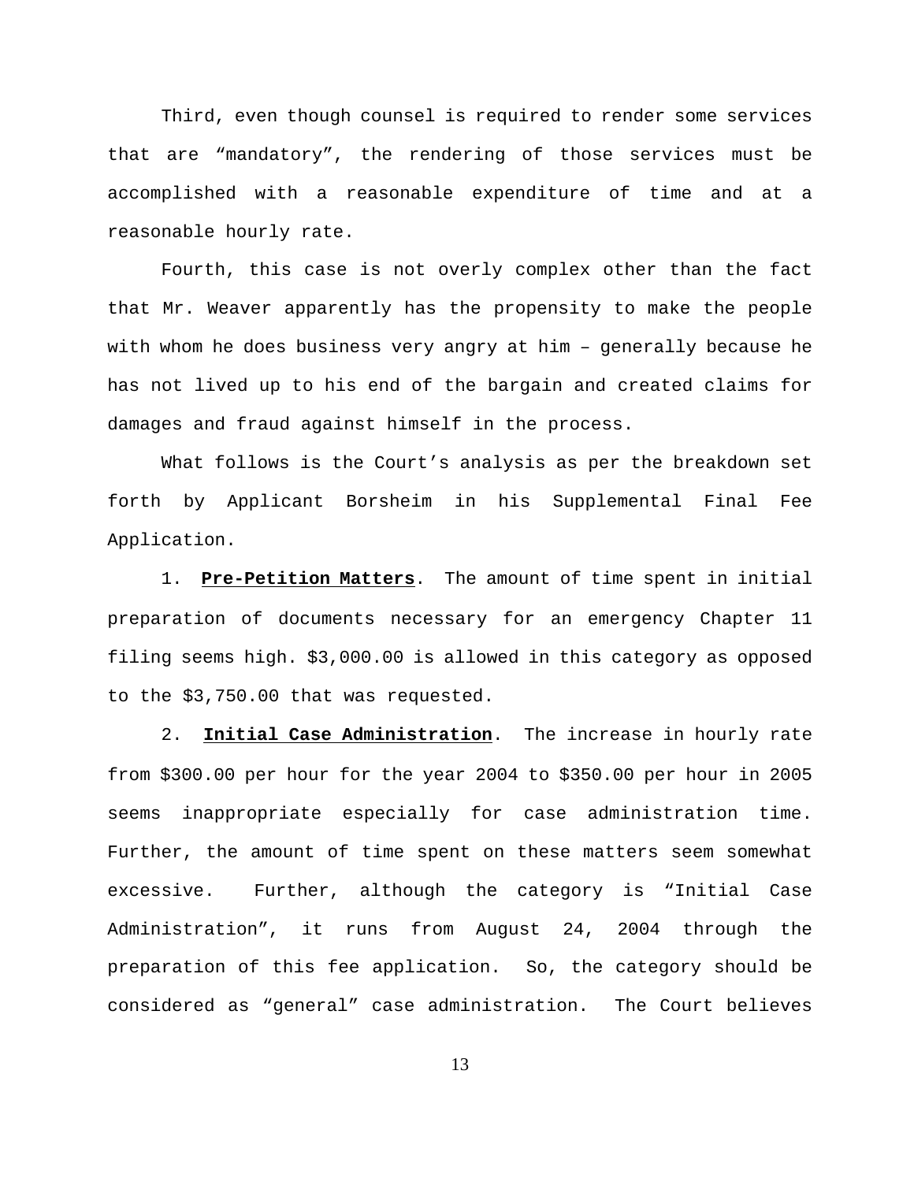Third, even though counsel is required to render some services that are "mandatory", the rendering of those services must be accomplished with a reasonable expenditure of time and at a reasonable hourly rate.

Fourth, this case is not overly complex other than the fact that Mr. Weaver apparently has the propensity to make the people with whom he does business very angry at him – generally because he has not lived up to his end of the bargain and created claims for damages and fraud against himself in the process.

What follows is the Court's analysis as per the breakdown set forth by Applicant Borsheim in his Supplemental Final Fee Application.

1. **Pre-Petition Matters**. The amount of time spent in initial preparation of documents necessary for an emergency Chapter 11 filing seems high. $3,000.00 is allowed in this category as opposed to the $3,750.00 that was requested.

2. **Initial Case Administration**. The increase in hourly rate from $300.00 per hour for the year 2004 to $350.00 per hour in 2005 seems inappropriate especially for case administration time. Further, the amount of time spent on these matters seem somewhat excessive. Further, although the category is "Initial Case Administration", it runs from August 24, 2004 through the preparation of this fee application. So, the category should be considered as "general" case administration. The Court believes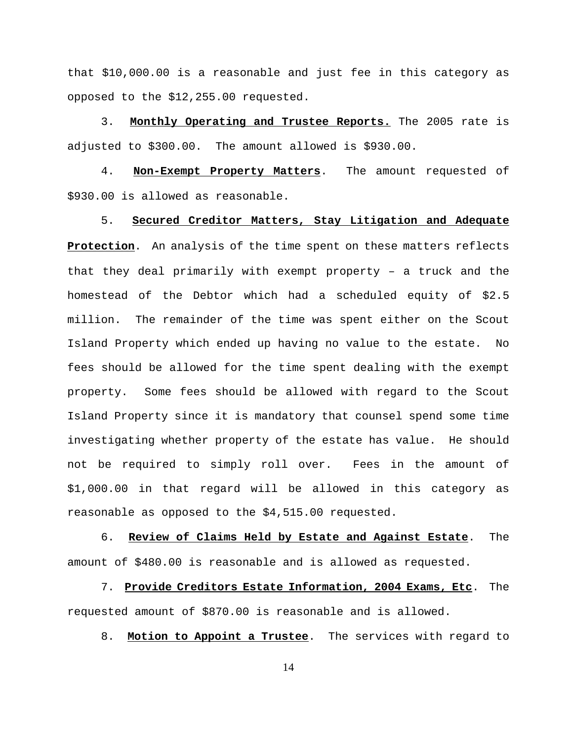that $10,000.00 is a reasonable and just fee in this category as opposed to the $12,255.00 requested.

3. **Monthly Operating and Trustee Reports.** The 2005 rate is adjusted to $300.00. The amount allowed is $930.00.

4. **Non-Exempt Property Matters**. The amount requested of $930.00 is allowed as reasonable.

5. **Secured Creditor Matters, Stay Litigation and Adequate Protection**. An analysis of the time spent on these matters reflects that they deal primarily with exempt property – a truck and the homestead of the Debtor which had a scheduled equity of $2.5 million. The remainder of the time was spent either on the Scout Island Property which ended up having no value to the estate. No fees should be allowed for the time spent dealing with the exempt property. Some fees should be allowed with regard to the Scout Island Property since it is mandatory that counsel spend some time investigating whether property of the estate has value. He should not be required to simply roll over. Fees in the amount of $1,000.00 in that regard will be allowed in this category as reasonable as opposed to the $4,515.00 requested.

6. **Review of Claims Held by Estate and Against Estate**. The amount of $480.00 is reasonable and is allowed as requested.

7. **Provide Creditors Estate Information, 2004 Exams, Etc**. The requested amount of $870.00 is reasonable and is allowed.

8. **Motion to Appoint a Trustee**. The services with regard to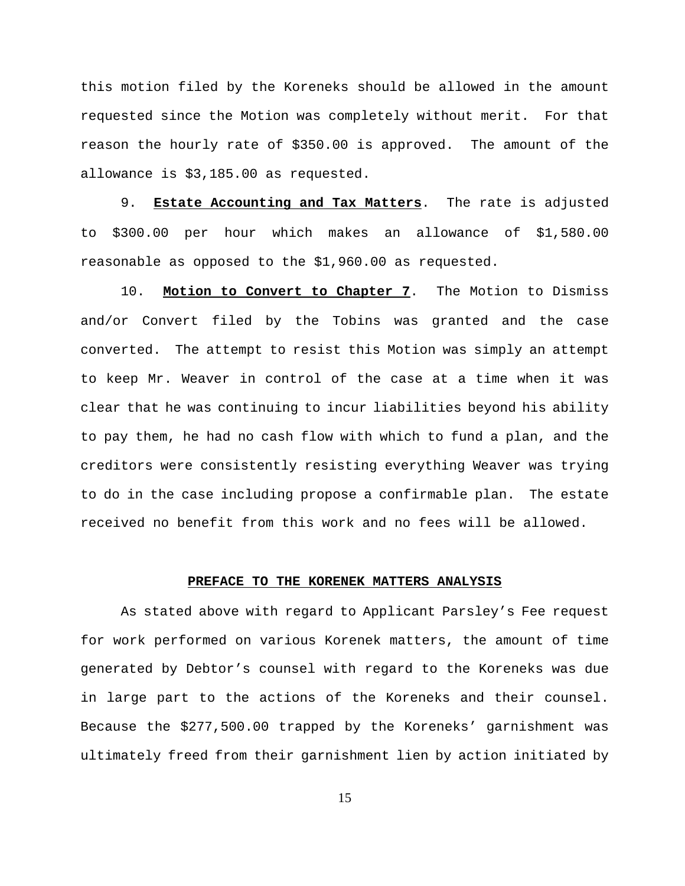this motion filed by the Koreneks should be allowed in the amount requested since the Motion was completely without merit. For that reason the hourly rate of $350.00 is approved. The amount of the allowance is $3,185.00 as requested.

9. **Estate Accounting and Tax Matters**. The rate is adjusted to $300.00 per hour which makes an allowance of $1,580.00 reasonable as opposed to the $1,960.00 as requested.

10. **Motion to Convert to Chapter 7**. The Motion to Dismiss and/or Convert filed by the Tobins was granted and the case converted. The attempt to resist this Motion was simply an attempt to keep Mr. Weaver in control of the case at a time when it was clear that he was continuing to incur liabilities beyond his ability to pay them, he had no cash flow with which to fund a plan, and the creditors were consistently resisting everything Weaver was trying to do in the case including propose a confirmable plan. The estate received no benefit from this work and no fees will be allowed.

## PREFACE TO THE KORENEK MATTERS ANALYSIS

As stated above with regard to Applicant Parsley's Fee request for work performed on various Korenek matters, the amount of time generated by Debtor's counsel with regard to the Koreneks was due in large part to the actions of the Koreneks and their counsel. Because the $277,500.00 trapped by the Koreneks' garnishment was ultimately freed from their garnishment lien by action initiated by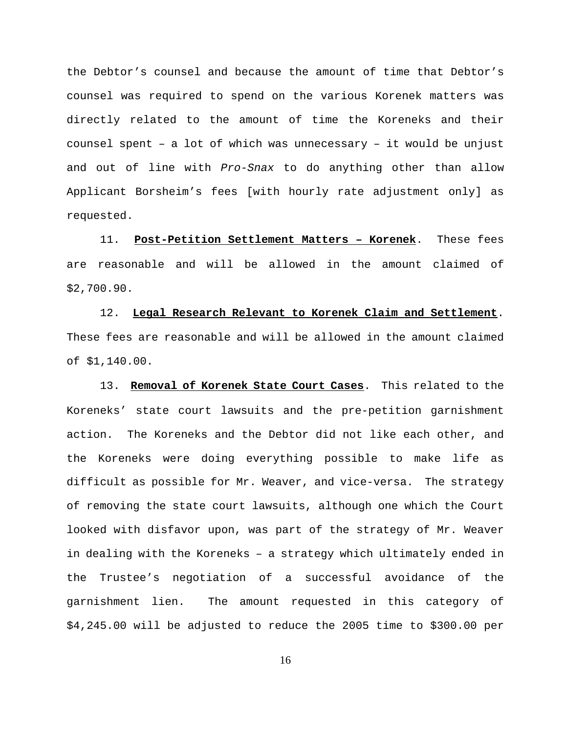the Debtor's counsel and because the amount of time that Debtor's counsel was required to spend on the various Korenek matters was directly related to the amount of time the Koreneks and their counsel spent – a lot of which was unnecessary – it would be unjust and out of line with *Pro-Snax* to do anything other than allow Applicant Borsheim's fees [with hourly rate adjustment only] as requested.

11. **Post-Petition Settlement Matters – Korenek**. These fees are reasonable and will be allowed in the amount claimed of $2,700.90.

12. **Legal Research Relevant to Korenek Claim and Settlement**. These fees are reasonable and will be allowed in the amount claimed of $1,140.00.

13. **Removal of Korenek State Court Cases**. This related to the Koreneks' state court lawsuits and the pre-petition garnishment action. The Koreneks and the Debtor did not like each other, and the Koreneks were doing everything possible to make life as difficult as possible for Mr. Weaver, and vice-versa. The strategy of removing the state court lawsuits, although one which the Court looked with disfavor upon, was part of the strategy of Mr. Weaver in dealing with the Koreneks – a strategy which ultimately ended in the Trustee's negotiation of a successful avoidance of the garnishment lien. The amount requested in this category of $4,245.00 will be adjusted to reduce the 2005 time to $300.00 per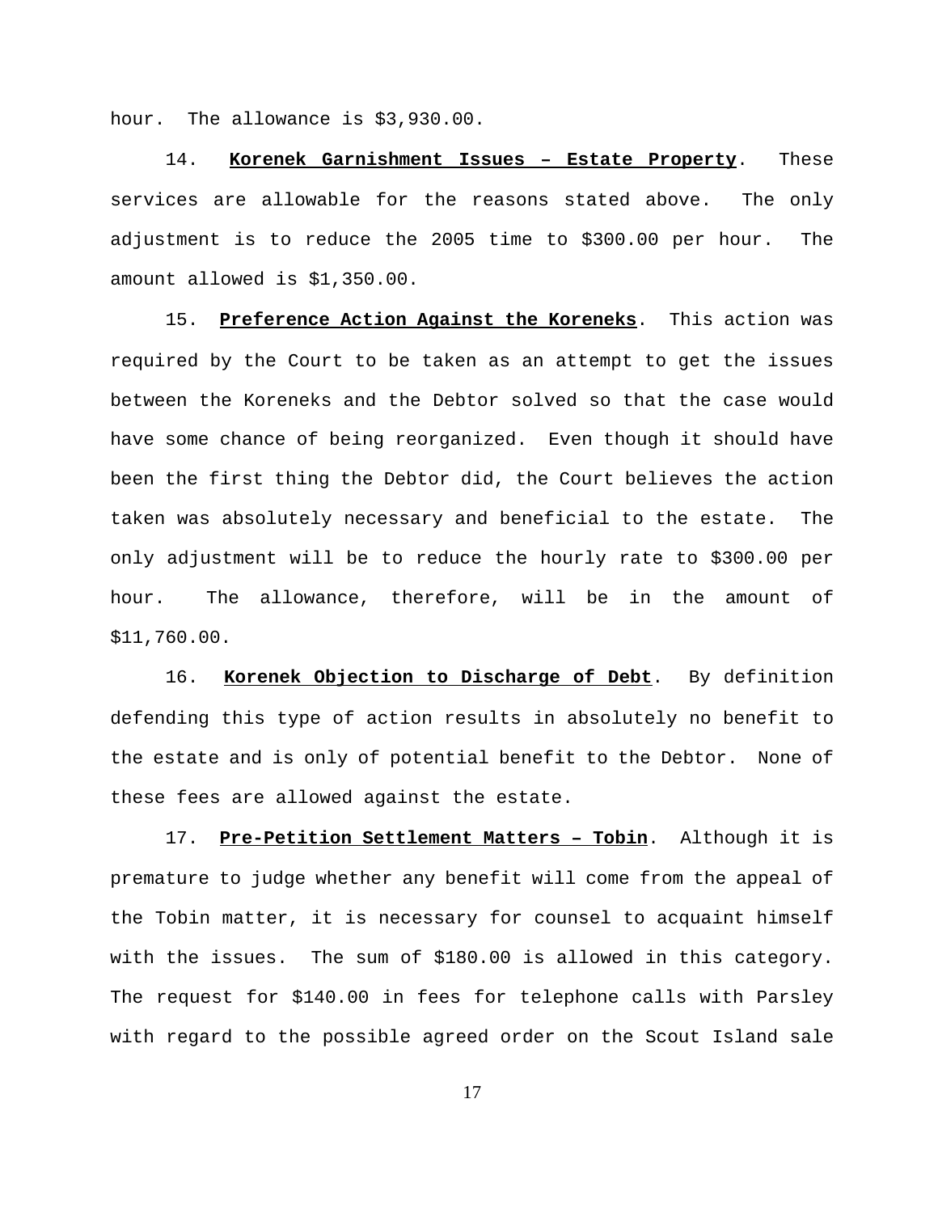hour. The allowance is $3,930.00.

14. **Korenek Garnishment Issues – Estate Property**. These services are allowable for the reasons stated above. The only adjustment is to reduce the 2005 time to $300.00 per hour. The amount allowed is $1,350.00.

15. **Preference Action Against the Koreneks**. This action was required by the Court to be taken as an attempt to get the issues between the Koreneks and the Debtor solved so that the case would have some chance of being reorganized. Even though it should have been the first thing the Debtor did, the Court believes the action taken was absolutely necessary and beneficial to the estate. The only adjustment will be to reduce the hourly rate to $300.00 per hour. The allowance, therefore, will be in the amount of $11,760.00.

16. **Korenek Objection to Discharge of Debt**. By definition defending this type of action results in absolutely no benefit to the estate and is only of potential benefit to the Debtor. None of these fees are allowed against the estate.

17. **Pre-Petition Settlement Matters – Tobin**. Although it is premature to judge whether any benefit will come from the appeal of the Tobin matter, it is necessary for counsel to acquaint himself with the issues. The sum of $180.00 is allowed in this category. The request for $140.00 in fees for telephone calls with Parsley with regard to the possible agreed order on the Scout Island sale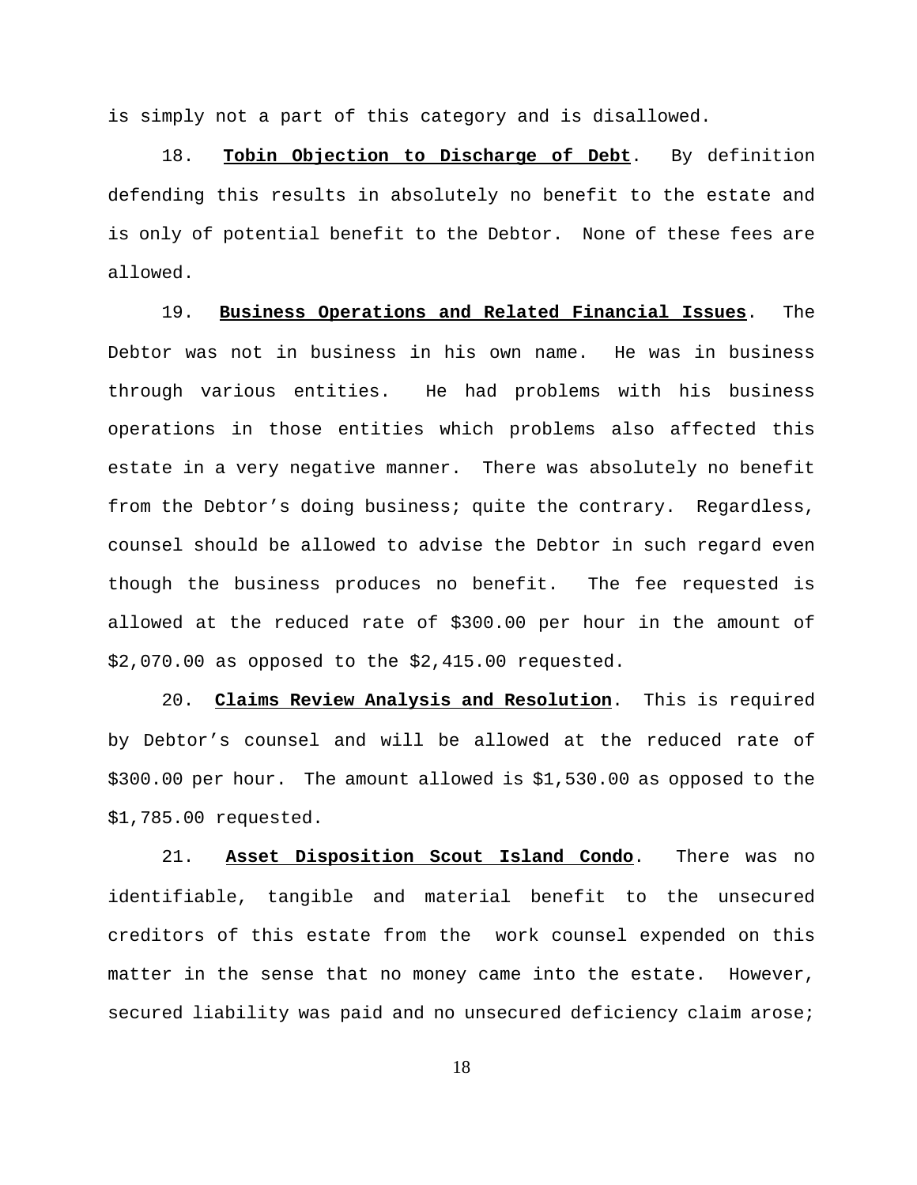is simply not a part of this category and is disallowed.

18. **Tobin Objection to Discharge of Debt**. By definition defending this results in absolutely no benefit to the estate and is only of potential benefit to the Debtor. None of these fees are allowed.

19. **Business Operations and Related Financial Issues**. The Debtor was not in business in his own name. He was in business through various entities. He had problems with his business operations in those entities which problems also affected this estate in a very negative manner. There was absolutely no benefit from the Debtor's doing business; quite the contrary. Regardless, counsel should be allowed to advise the Debtor in such regard even though the business produces no benefit. The fee requested is allowed at the reduced rate of $300.00 per hour in the amount of $2,070.00 as opposed to the $2,415.00 requested.

20. **Claims Review Analysis and Resolution**. This is required by Debtor's counsel and will be allowed at the reduced rate of $300.00 per hour. The amount allowed is $1,530.00 as opposed to the $1,785.00 requested.

21. **Asset Disposition Scout Island Condo**. There was no identifiable, tangible and material benefit to the unsecured creditors of this estate from the work counsel expended on this matter in the sense that no money came into the estate. However, secured liability was paid and no unsecured deficiency claim arose;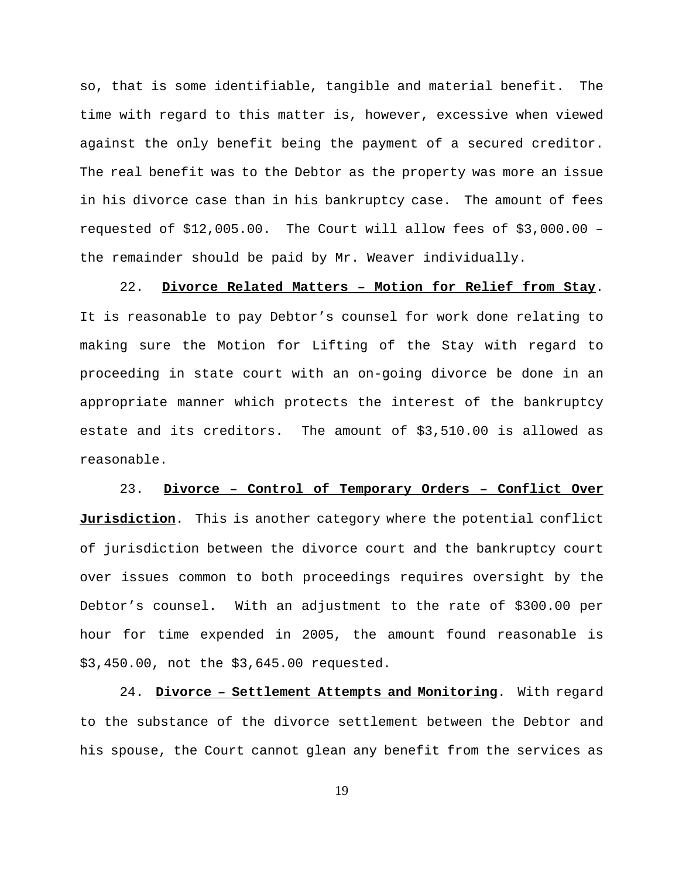so, that is some identifiable, tangible and material benefit. The time with regard to this matter is, however, excessive when viewed against the only benefit being the payment of a secured creditor. The real benefit was to the Debtor as the property was more an issue in his divorce case than in his bankruptcy case. The amount of fees requested of $12,005.00. The Court will allow fees of $3,000.00 – the remainder should be paid by Mr. Weaver individually.

22. **Divorce Related Matters – Motion for Relief from Stay**. It is reasonable to pay Debtor's counsel for work done relating to making sure the Motion for Lifting of the Stay with regard to proceeding in state court with an on-going divorce be done in an appropriate manner which protects the interest of the bankruptcy estate and its creditors. The amount of $3,510.00 is allowed as reasonable.

23. **Divorce – Control of Temporary Orders – Conflict Over Jurisdiction**. This is another category where the potential conflict of jurisdiction between the divorce court and the bankruptcy court over issues common to both proceedings requires oversight by the Debtor's counsel. With an adjustment to the rate of $300.00 per hour for time expended in 2005, the amount found reasonable is $3,450.00, not the $3,645.00 requested.

24. **Divorce – Settlement Attempts and Monitoring**. With regard to the substance of the divorce settlement between the Debtor and his spouse, the Court cannot glean any benefit from the services as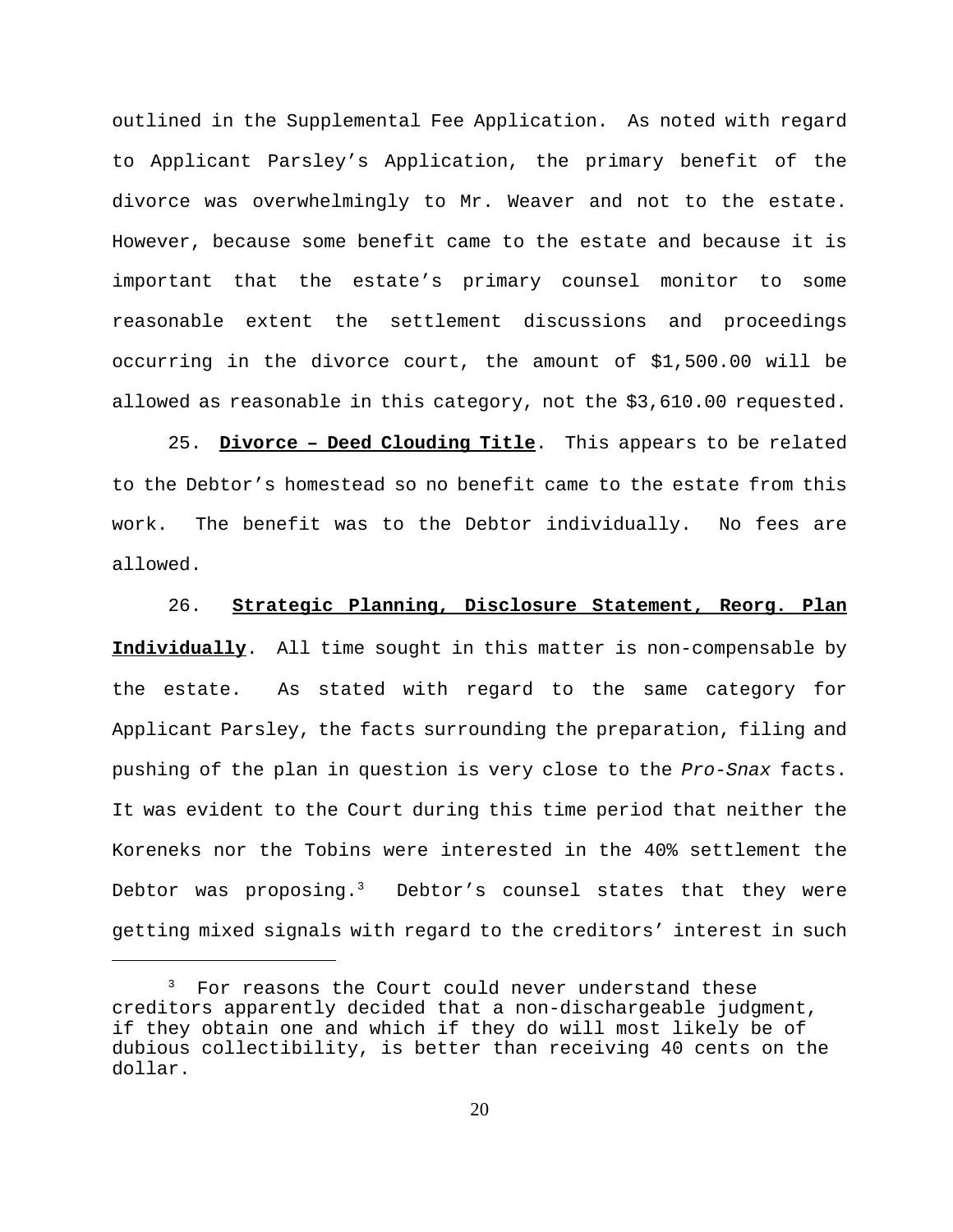outlined in the Supplemental Fee Application. As noted with regard to Applicant Parsley's Application, the primary benefit of the divorce was overwhelmingly to Mr. Weaver and not to the estate. However, because some benefit came to the estate and because it is important that the estate's primary counsel monitor to some reasonable extent the settlement discussions and proceedings occurring in the divorce court, the amount of $1,500.00 will be allowed as reasonable in this category, not the $3,610.00 requested.

25. **Divorce – Deed Clouding Title**. This appears to be related to the Debtor's homestead so no benefit came to the estate from this work. The benefit was to the Debtor individually. No fees are allowed.

26. **Strategic Planning, Disclosure Statement, Reorg. Plan Individually**. All time sought in this matter is non-compensable by the estate. As stated with regard to the same category for Applicant Parsley, the facts surrounding the preparation, filing and pushing of the plan in question is very close to the *Pro-Snax* facts. It was evident to the Court during this time period that neither the Koreneks nor the Tobins were interested in the 40% settlement the Debtor was proposing.[3] Debtor's counsel states that they were getting mixed signals with regard to the creditors' interest in such

---

[3] For reasons the Court could never understand these creditors apparently decided that a non-dischargeable judgment, if they obtain one and which if they do will most likely be of dubious collectibility, is better than receiving 40 cents on the dollar.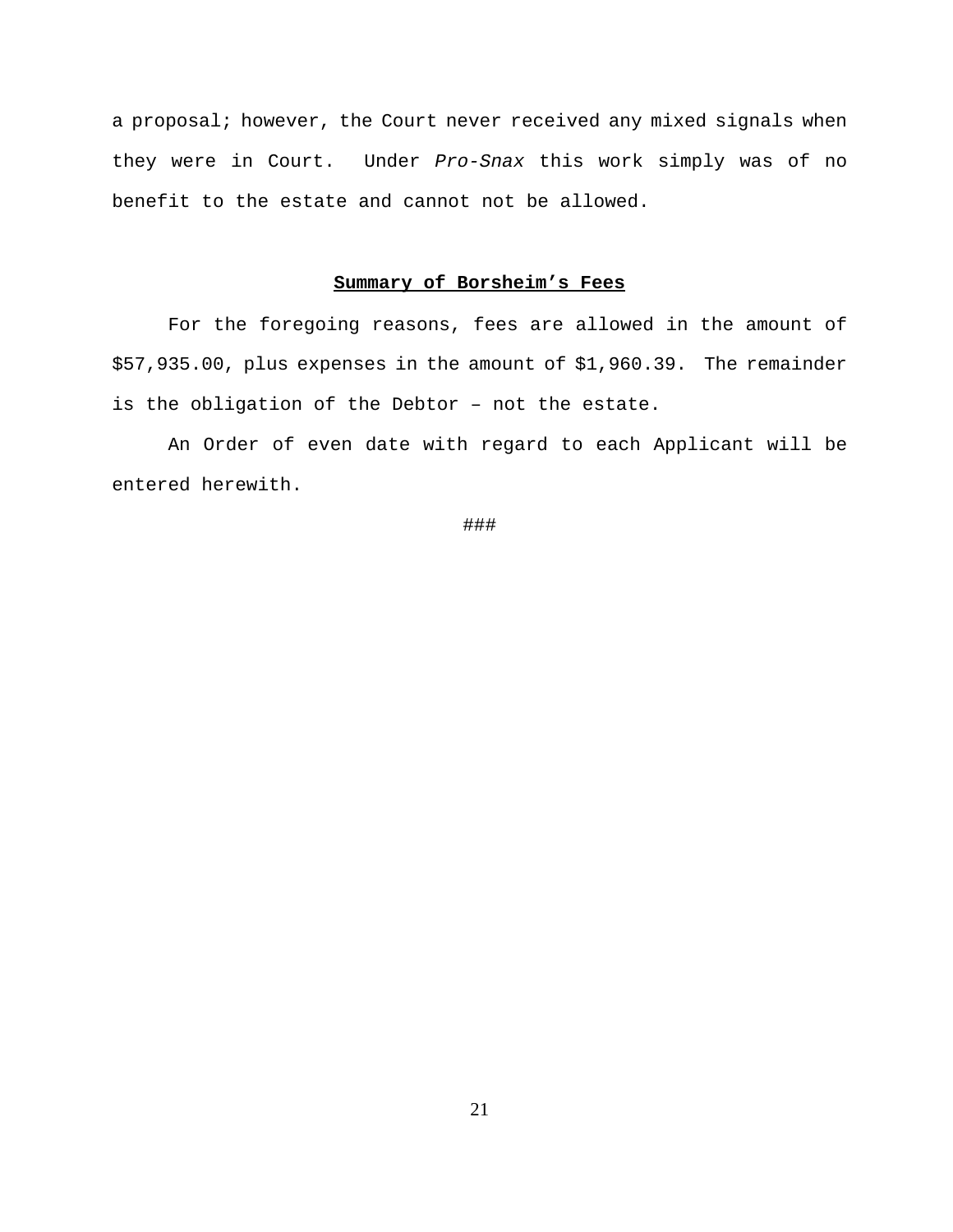a proposal; however, the Court never received any mixed signals when they were in Court. Under *Pro-Snax* this work simply was of no benefit to the estate and cannot not be allowed.

## **Summary of Borsheim's Fees**

For the foregoing reasons, fees are allowed in the amount of $57,935.00, plus expenses in the amount of $1,960.39. The remainder is the obligation of the Debtor – not the estate.

An Order of even date with regard to each Applicant will be entered herewith.

###